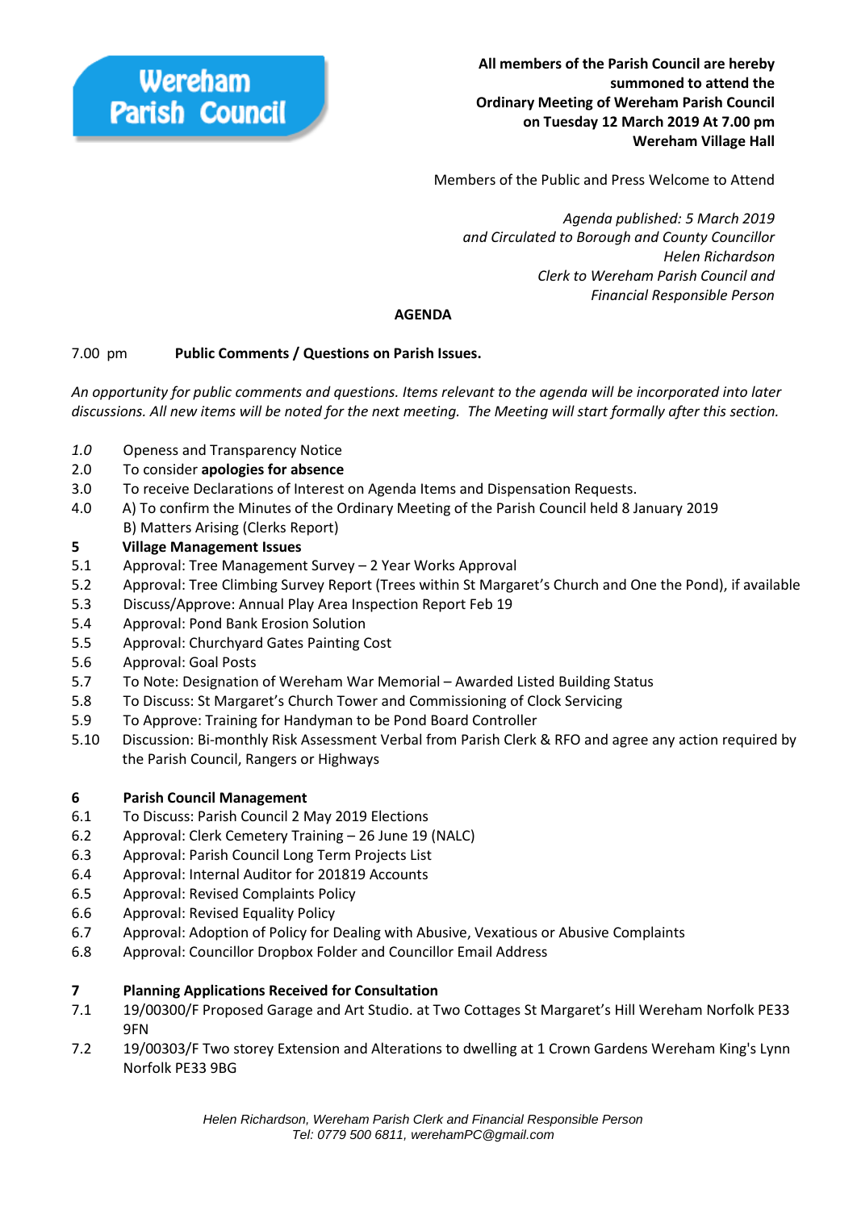**Wereham Parish Council**

**All members of the Parish Council are hereby summoned to attend the Ordinary Meeting of Wereham Parish Council on Tuesday 12 March 2019 At 7.00 pm Wereham Village Hall**

Members of the Public and Press Welcome to Attend

*Agenda published: 5 March 2019*
*and Circulated to Borough and County Councillor*
*Helen Richardson*
*Clerk to Wereham Parish Council and*
*Financial Responsible Person*

## AGENDA

7.00 pm **Public Comments / Questions on Parish Issues.**

*An opportunity for public comments and questions. Items relevant to the agenda will be incorporated into later discussions. All new items will be noted for the next meeting. The Meeting will start formally after this section.*

*1.0* Openess and Transparency Notice
2.0 To consider **apologies for absence**
3.0 To receive Declarations of Interest on Agenda Items and Dispensation Requests.
4.0 A) To confirm the Minutes of the Ordinary Meeting of the Parish Council held 8 January 2019
B) Matters Arising (Clerks Report)

**5 Village Management Issues**

5.1 Approval: Tree Management Survey – 2 Year Works Approval
5.2 Approval: Tree Climbing Survey Report (Trees within St Margaret's Church and One the Pond), if available
5.3 Discuss/Approve: Annual Play Area Inspection Report Feb 19
5.4 Approval: Pond Bank Erosion Solution
5.5 Approval: Churchyard Gates Painting Cost
5.6 Approval: Goal Posts
5.7 To Note: Designation of Wereham War Memorial – Awarded Listed Building Status
5.8 To Discuss: St Margaret's Church Tower and Commissioning of Clock Servicing
5.9 To Approve: Training for Handyman to be Pond Board Controller
5.10 Discussion: Bi-monthly Risk Assessment Verbal from Parish Clerk & RFO and agree any action required by the Parish Council, Rangers or Highways

**6 Parish Council Management**

6.1 To Discuss: Parish Council 2 May 2019 Elections
6.2 Approval: Clerk Cemetery Training – 26 June 19 (NALC)
6.3 Approval: Parish Council Long Term Projects List
6.4 Approval: Internal Auditor for 201819 Accounts
6.5 Approval: Revised Complaints Policy
6.6 Approval: Revised Equality Policy
6.7 Approval: Adoption of Policy for Dealing with Abusive, Vexatious or Abusive Complaints
6.8 Approval: Councillor Dropbox Folder and Councillor Email Address

**7 Planning Applications Received for Consultation**

7.1 19/00300/F Proposed Garage and Art Studio. at Two Cottages St Margaret's Hill Wereham Norfolk PE33 9FN
7.2 19/00303/F Two storey Extension and Alterations to dwelling at 1 Crown Gardens Wereham King's Lynn Norfolk PE33 9BG

*Helen Richardson, Wereham Parish Clerk and Financial Responsible Person*
*Tel: 0779 500 6811, werehamPC@gmail.com*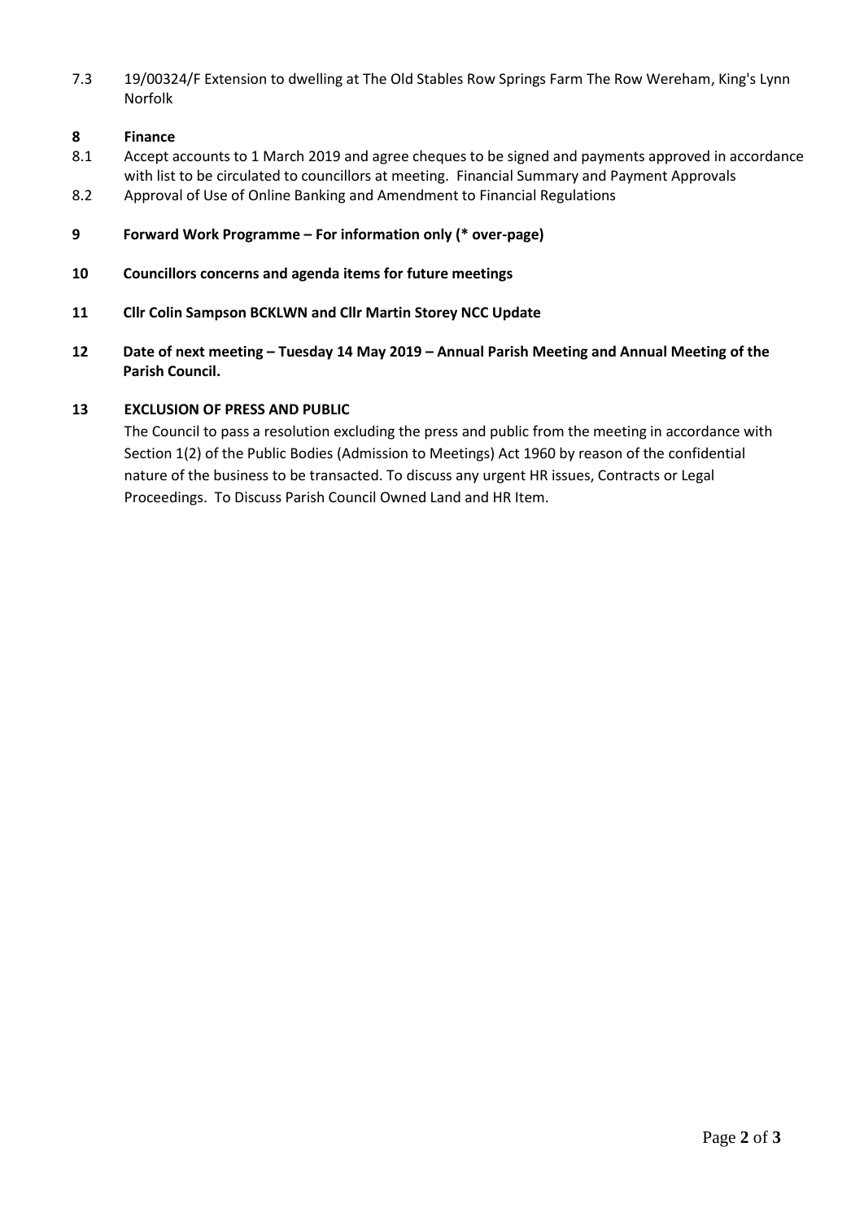7.3 19/00324/F Extension to dwelling at The Old Stables Row Springs Farm The Row Wereham, King's Lynn Norfolk

**8 Finance**

8.1 Accept accounts to 1 March 2019 and agree cheques to be signed and payments approved in accordance with list to be circulated to councillors at meeting. Financial Summary and Payment Approvals

8.2 Approval of Use of Online Banking and Amendment to Financial Regulations

**9 Forward Work Programme – For information only (* over-page)**

**10 Councillors concerns and agenda items for future meetings**

**11 Cllr Colin Sampson BCKLWN and Cllr Martin Storey NCC Update**

**12 Date of next meeting – Tuesday 14 May 2019 – Annual Parish Meeting and Annual Meeting of the Parish Council.**

**13 EXCLUSION OF PRESS AND PUBLIC**

The Council to pass a resolution excluding the press and public from the meeting in accordance with Section 1(2) of the Public Bodies (Admission to Meetings) Act 1960 by reason of the confidential nature of the business to be transacted. To discuss any urgent HR issues, Contracts or Legal Proceedings. To Discuss Parish Council Owned Land and HR Item.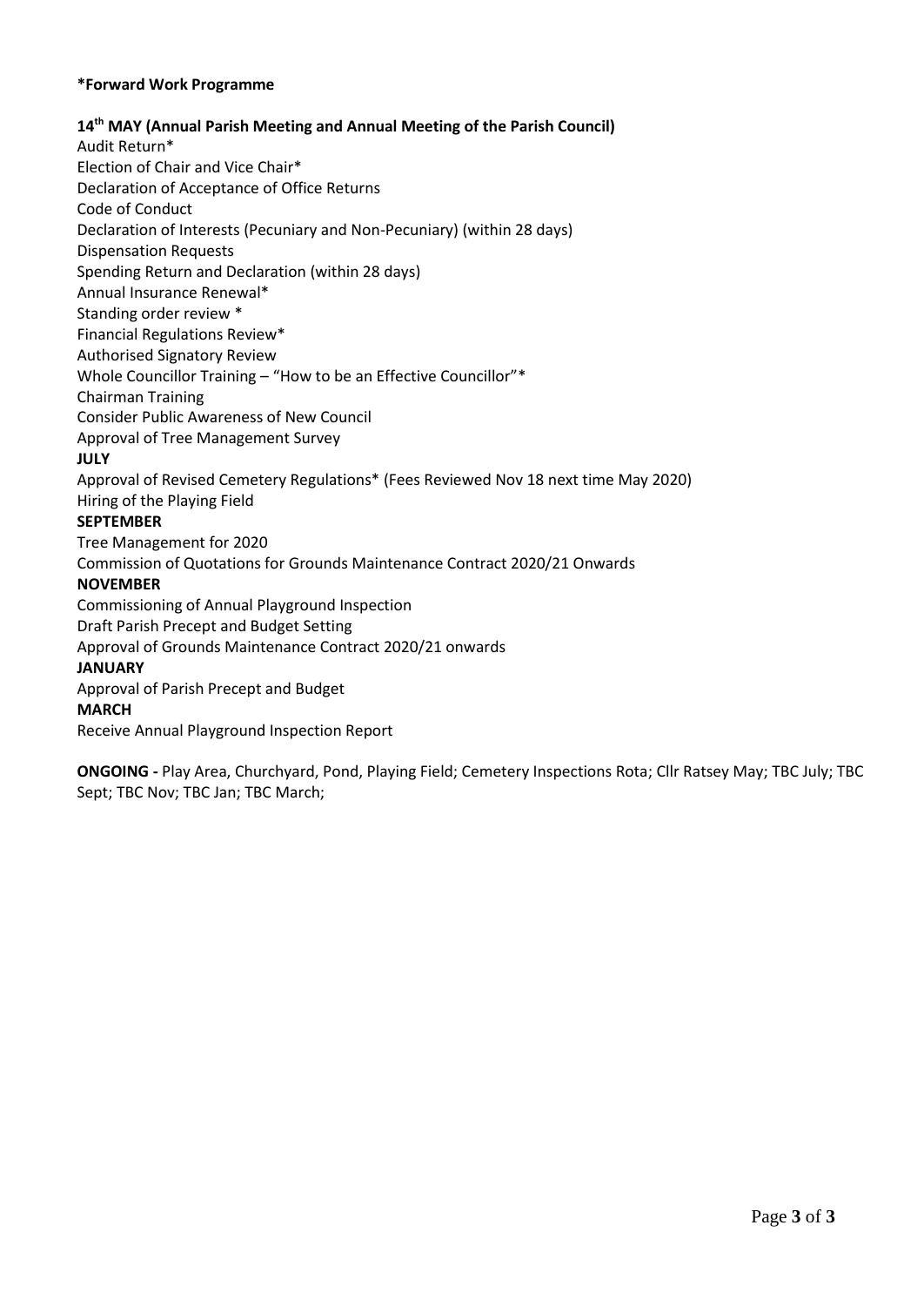**\*Forward Work Programme**

**14th MAY (Annual Parish Meeting and Annual Meeting of the Parish Council)**

Audit Return*
Election of Chair and Vice Chair*
Declaration of Acceptance of Office Returns
Code of Conduct
Declaration of Interests (Pecuniary and Non-Pecuniary) (within 28 days)
Dispensation Requests
Spending Return and Declaration (within 28 days)
Annual Insurance Renewal*
Standing order review *
Financial Regulations Review*
Authorised Signatory Review
Whole Councillor Training – "How to be an Effective Councillor"*
Chairman Training
Consider Public Awareness of New Council
Approval of Tree Management Survey

**JULY**

Approval of Revised Cemetery Regulations* (Fees Reviewed Nov 18 next time May 2020)
Hiring of the Playing Field

**SEPTEMBER**

Tree Management for 2020
Commission of Quotations for Grounds Maintenance Contract 2020/21 Onwards

**NOVEMBER**

Commissioning of Annual Playground Inspection
Draft Parish Precept and Budget Setting
Approval of Grounds Maintenance Contract 2020/21 onwards

**JANUARY**

Approval of Parish Precept and Budget

**MARCH**

Receive Annual Playground Inspection Report

**ONGOING -** Play Area, Churchyard, Pond, Playing Field; Cemetery Inspections Rota; Cllr Ratsey May; TBC July; TBC Sept; TBC Nov; TBC Jan; TBC March;